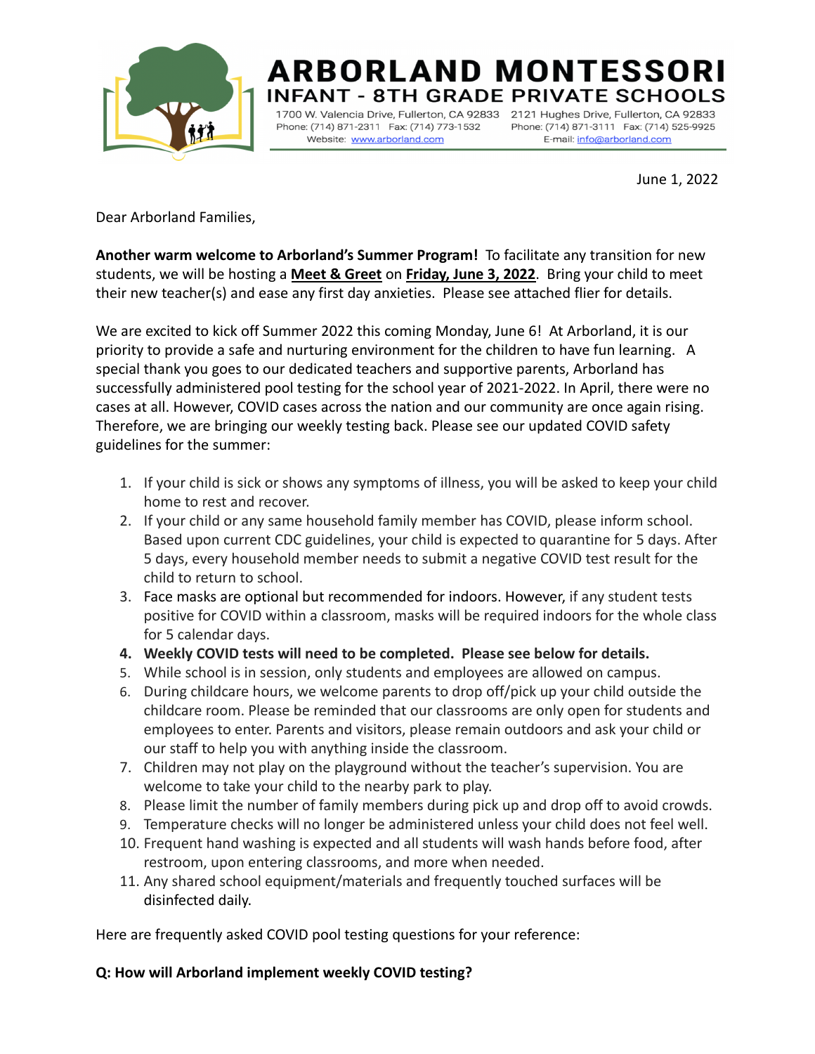# ARBORLAND MONTESSORI

## INFANT - 8TH GRADE PRIVATE SCHOOLS

1700 W. Valencia Drive, Fullerton, CA 92833
Phone: (714) 871-2311 Fax: (714) 773-1532
Website: www.arborland.com

2121 Hughes Drive, Fullerton, CA 92833
Phone: (714) 871-3111 Fax: (714) 525-9925
E-mail: info@arborland.com

June 1, 2022

Dear Arborland Families,

**Another warm welcome to Arborland's Summer Program!** To facilitate any transition for new students, we will be hosting a **Meet & Greet** on **Friday, June 3, 2022**. Bring your child to meet their new teacher(s) and ease any first day anxieties. Please see attached flier for details.

We are excited to kick off Summer 2022 this coming Monday, June 6! At Arborland, it is our priority to provide a safe and nurturing environment for the children to have fun learning. A special thank you goes to our dedicated teachers and supportive parents, Arborland has successfully administered pool testing for the school year of 2021-2022. In April, there were no cases at all. However, COVID cases across the nation and our community are once again rising. Therefore, we are bringing our weekly testing back. Please see our updated COVID safety guidelines for the summer:

1. If your child is sick or shows any symptoms of illness, you will be asked to keep your child home to rest and recover.
2. If your child or any same household family member has COVID, please inform school. Based upon current CDC guidelines, your child is expected to quarantine for 5 days. After 5 days, every household member needs to submit a negative COVID test result for the child to return to school.
3. Face masks are optional but recommended for indoors. However, if any student tests positive for COVID within a classroom, masks will be required indoors for the whole class for 5 calendar days.
4. **Weekly COVID tests will need to be completed. Please see below for details.**
5. While school is in session, only students and employees are allowed on campus.
6. During childcare hours, we welcome parents to drop off/pick up your child outside the childcare room. Please be reminded that our classrooms are only open for students and employees to enter. Parents and visitors, please remain outdoors and ask your child or our staff to help you with anything inside the classroom.
7. Children may not play on the playground without the teacher's supervision. You are welcome to take your child to the nearby park to play.
8. Please limit the number of family members during pick up and drop off to avoid crowds.
9. Temperature checks will no longer be administered unless your child does not feel well.
10. Frequent hand washing is expected and all students will wash hands before food, after restroom, upon entering classrooms, and more when needed.
11. Any shared school equipment/materials and frequently touched surfaces will be disinfected daily.

Here are frequently asked COVID pool testing questions for your reference:

**Q: How will Arborland implement weekly COVID testing?**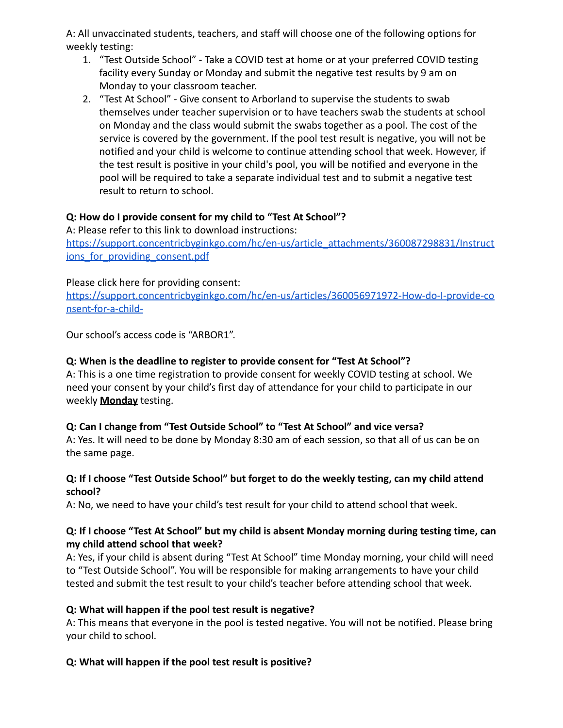A: All unvaccinated students, teachers, and staff will choose one of the following options for weekly testing:

1. "Test Outside School" - Take a COVID test at home or at your preferred COVID testing facility every Sunday or Monday and submit the negative test results by 9 am on Monday to your classroom teacher.
2. "Test At School" - Give consent to Arborland to supervise the students to swab themselves under teacher supervision or to have teachers swab the students at school on Monday and the class would submit the swabs together as a pool. The cost of the service is covered by the government. If the pool test result is negative, you will not be notified and your child is welcome to continue attending school that week. However, if the test result is positive in your child's pool, you will be notified and everyone in the pool will be required to take a separate individual test and to submit a negative test result to return to school.

**Q: How do I provide consent for my child to "Test At School"?**

A: Please refer to this link to download instructions:
https://support.concentricbyginkgo.com/hc/en-us/article_attachments/360087298831/Instructions_for_providing_consent.pdf

Please click here for providing consent:
https://support.concentricbyginkgo.com/hc/en-us/articles/360056971972-How-do-I-provide-consent-for-a-child-

Our school's access code is "ARBOR1".

**Q: When is the deadline to register to provide consent for "Test At School"?**

A: This is a one time registration to provide consent for weekly COVID testing at school. We need your consent by your child's first day of attendance for your child to participate in our weekly **Monday** testing.

**Q: Can I change from "Test Outside School" to "Test At School" and vice versa?**

A: Yes. It will need to be done by Monday 8:30 am of each session, so that all of us can be on the same page.

**Q: If I choose "Test Outside School" but forget to do the weekly testing, can my child attend school?**

A: No, we need to have your child's test result for your child to attend school that week.

**Q: If I choose "Test At School" but my child is absent Monday morning during testing time, can my child attend school that week?**

A: Yes, if your child is absent during "Test At School" time Monday morning, your child will need to "Test Outside School". You will be responsible for making arrangements to have your child tested and submit the test result to your child's teacher before attending school that week.

**Q: What will happen if the pool test result is negative?**

A: This means that everyone in the pool is tested negative. You will not be notified. Please bring your child to school.

**Q: What will happen if the pool test result is positive?**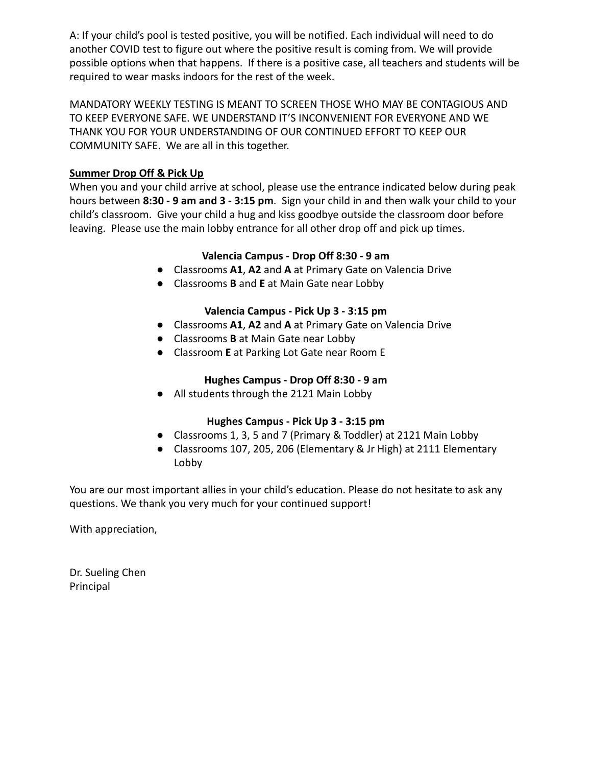A: If your child's pool is tested positive, you will be notified. Each individual will need to do another COVID test to figure out where the positive result is coming from. We will provide possible options when that happens. If there is a positive case, all teachers and students will be required to wear masks indoors for the rest of the week.

MANDATORY WEEKLY TESTING IS MEANT TO SCREEN THOSE WHO MAY BE CONTAGIOUS AND TO KEEP EVERYONE SAFE. WE UNDERSTAND IT'S INCONVENIENT FOR EVERYONE AND WE THANK YOU FOR YOUR UNDERSTANDING OF OUR CONTINUED EFFORT TO KEEP OUR COMMUNITY SAFE. We are all in this together.

**Summer Drop Off & Pick Up**

When you and your child arrive at school, please use the entrance indicated below during peak hours between **8:30 - 9 am and 3 - 3:15 pm**. Sign your child in and then walk your child to your child's classroom. Give your child a hug and kiss goodbye outside the classroom door before leaving. Please use the main lobby entrance for all other drop off and pick up times.

**Valencia Campus - Drop Off 8:30 - 9 am**

- Classrooms **A1**, **A2** and **A** at Primary Gate on Valencia Drive
- Classrooms **B** and **E** at Main Gate near Lobby

**Valencia Campus - Pick Up 3 - 3:15 pm**

- Classrooms **A1**, **A2** and **A** at Primary Gate on Valencia Drive
- Classrooms **B** at Main Gate near Lobby
- Classroom **E** at Parking Lot Gate near Room E

**Hughes Campus - Drop Off 8:30 - 9 am**

- All students through the 2121 Main Lobby

**Hughes Campus - Pick Up 3 - 3:15 pm**

- Classrooms 1, 3, 5 and 7 (Primary & Toddler) at 2121 Main Lobby
- Classrooms 107, 205, 206 (Elementary & Jr High) at 2111 Elementary Lobby

You are our most important allies in your child's education. Please do not hesitate to ask any questions. We thank you very much for your continued support!

With appreciation,

Dr. Sueling Chen
Principal